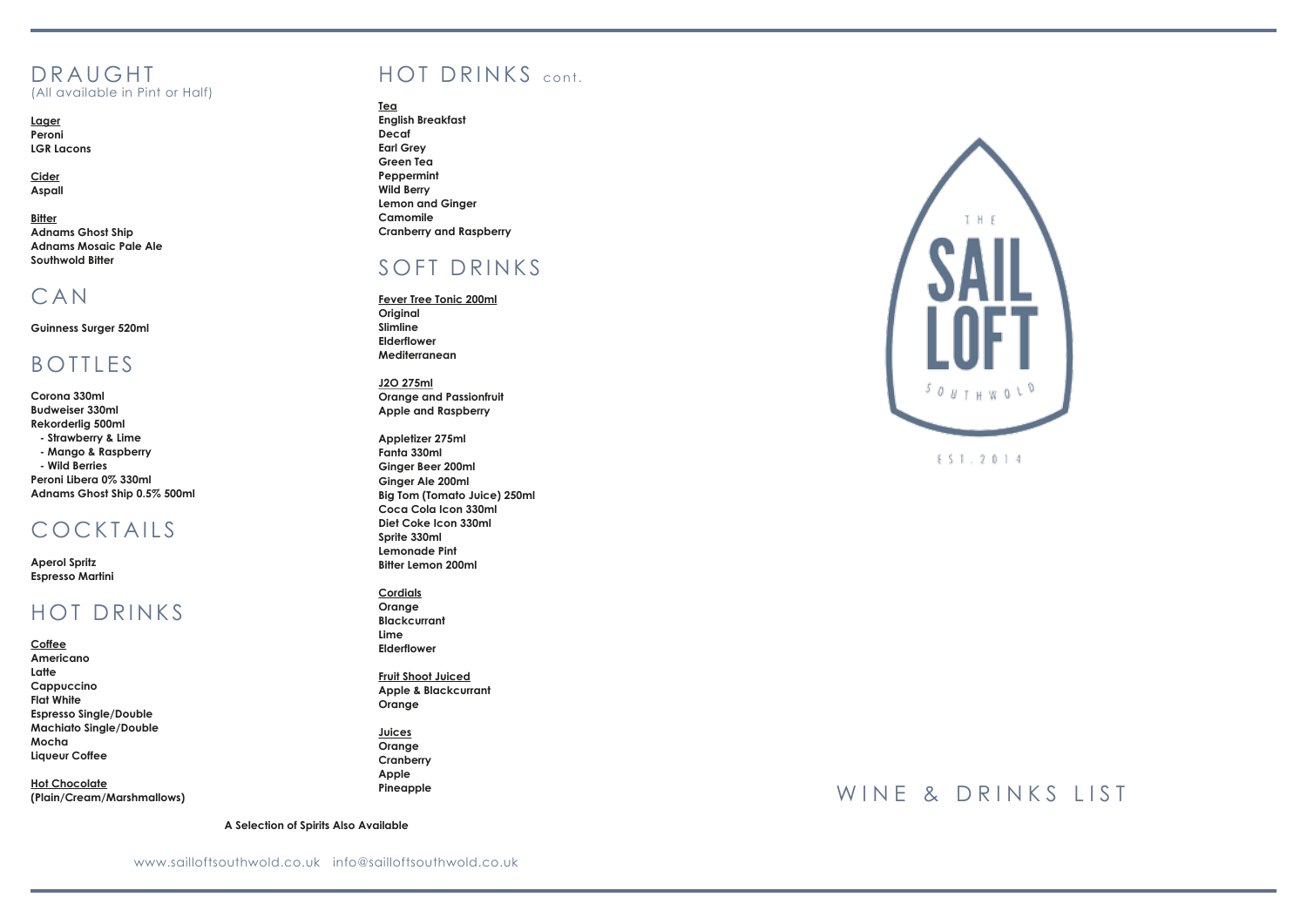# DRAUGHT
(All available in Pint or Half)

**Lager**
**Peroni**
**LGR Lacons**

**Cider**
**Aspall**

**Bitter**
**Adnams Ghost Ship**
**Adnams Mosaic Pale Ale**
**Southwold Bitter**

# CAN

**Guinness Surger 520ml**

# BOTTLES

**Corona 330ml**
**Budweiser 330ml**
**Rekorderlig 500ml**
- **Strawberry & Lime**
- **Mango & Raspberry**
- **Wild Berries**

**Peroni Libera 0% 330ml**
**Adnams Ghost Ship 0.5% 500ml**

# COCKTAILS

**Aperol Spritz**
**Espresso Martini**

# HOT DRINKS

**Coffee**
**Americano**
**Latte**
**Cappuccino**
**Flat White**
**Espresso Single/Double**
**Machiato Single/Double**
**Mocha**
**Liqueur Coffee**

**Hot Chocolate**
**(Plain/Cream/Marshmallows)**

# HOT DRINKS cont.

**Tea**
**English Breakfast**
**Decaf**
**Earl Grey**
**Green Tea**
**Peppermint**
**Wild Berry**
**Lemon and Ginger**
**Camomile**
**Cranberry and Raspberry**

# SOFT DRINKS

**Fever Tree Tonic 200ml**
**Original**
**Slimline**
**Elderflower**
**Mediterranean**

**J2O 275ml**
**Orange and Passionfruit**
**Apple and Raspberry**

**Appletizer 275ml**
**Fanta 330ml**
**Ginger Beer 200ml**
**Ginger Ale 200ml**
**Big Tom (Tomato Juice) 250ml**
**Coca Cola Icon 330ml**
**Diet Coke Icon 330ml**
**Sprite 330ml**
**Lemonade Pint**
**Bitter Lemon 200ml**

**Cordials**
**Orange**
**Blackcurrant**
**Lime**
**Elderflower**

**Fruit Shoot Juiced**
**Apple & Blackcurrant**
**Orange**

**Juices**
**Orange**
**Cranberry**
**Apple**
**Pineapple**

**A Selection of Spirits Also Available**

www.sailloftsouthwold.co.uk info@sailloftsouthwold.co.uk

THE SAIL LOFT SOUTHWOLD

EST. 2014

# WINE & DRINKS LIST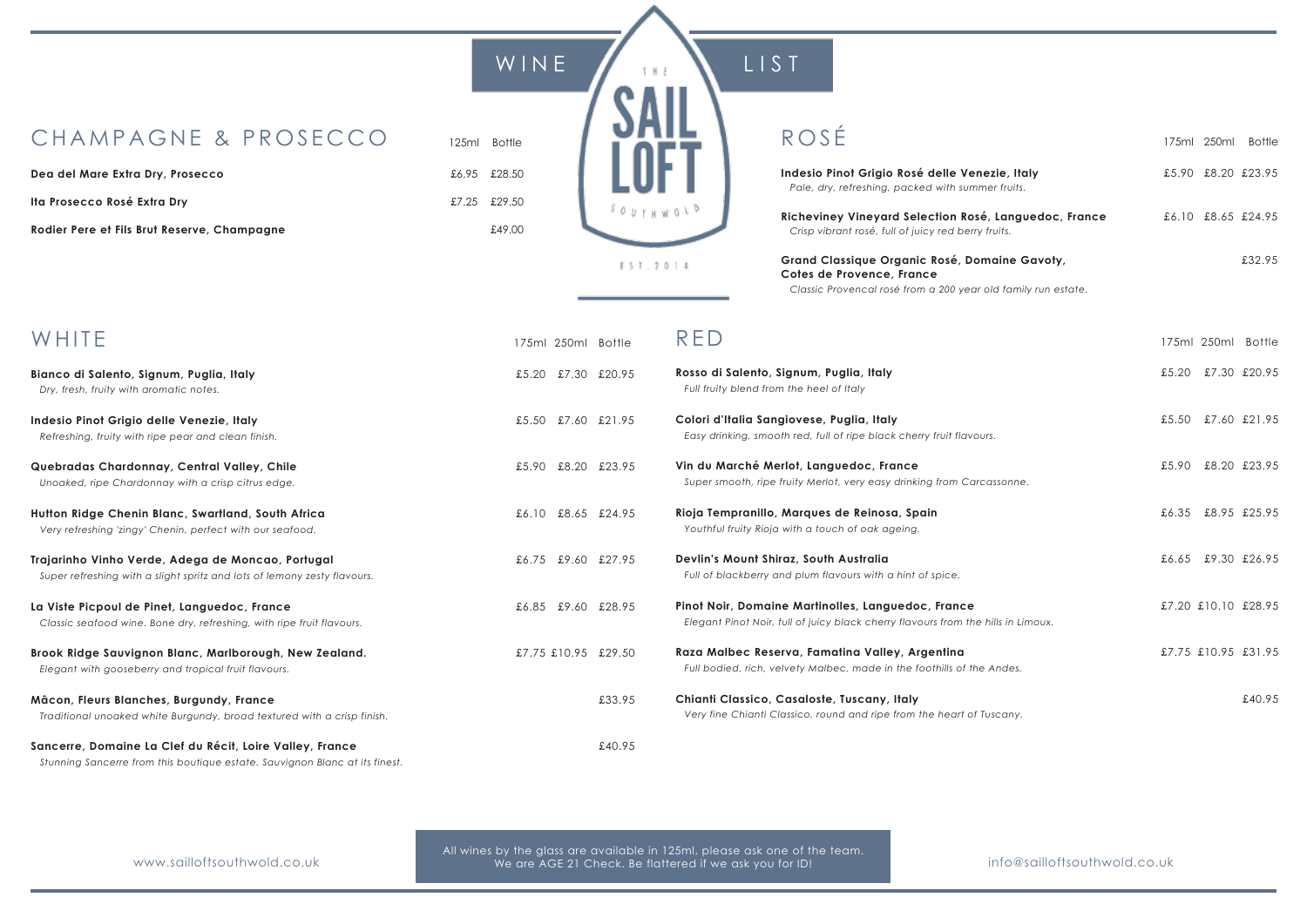# WINE LIST

THE SAIL LOFT SOUTHWOLD EST. 2014

## CHAMPAGNE & PROSECCO

| | 125ml | Bottle |
|---|---|---|
| **Dea del Mare Extra Dry, Prosecco** | £6.95 | £28.50 |
| **Ita Prosecco Rosé Extra Dry** | £7.25 | £29.50 |
| **Rodier Pere et Fils Brut Reserve, Champagne** | | £49.00 |

## WHITE

| | 175ml | 250ml | Bottle |
|---|---|---|---|
| **Bianco di Salento, Signum, Puglia, Italy**<br>*Dry, fresh, fruity with aromatic notes.* | £5.20 | £7.30 | £20.95 |
| **Indesio Pinot Grigio delle Venezie, Italy**<br>*Refreshing, fruity with ripe pear and clean finish.* | £5.50 | £7.60 | £21.95 |
| **Quebradas Chardonnay, Central Valley, Chile**<br>*Unoaked, ripe Chardonnay with a crisp citrus edge.* | £5.90 | £8.20 | £23.95 |
| **Hutton Ridge Chenin Blanc, Swartland, South Africa**<br>*Very refreshing 'zingy' Chenin, perfect with our seafood.* | £6.10 | £8.65 | £24.95 |
| **Trajarinho Vinho Verde, Adega de Moncao, Portugal**<br>*Super refreshing with a slight spritz and lots of lemony zesty flavours.* | £6.75 | £9.60 | £27.95 |
| **La Viste Picpoul de Pinet, Languedoc, France**<br>*Classic seafood wine. Bone dry, refreshing, with ripe fruit flavours.* | £6.85 | £9.60 | £28.95 |
| **Brook Ridge Sauvignon Blanc, Marlborough, New Zealand.**<br>*Elegant with gooseberry and tropical fruit flavours.* | £7.75 | £10.95 | £29.50 |
| **Mâcon, Fleurs Blanches, Burgundy, France**<br>*Traditional unoaked white Burgundy, broad textured with a crisp finish.* | | | £33.95 |
| **Sancerre, Domaine La Clef du Récit, Loire Valley, France**<br>*Stunning Sancerre from this boutique estate. Sauvignon Blanc at its finest.* | | | £40.95 |

## ROSÉ

| | 175ml | 250ml | Bottle |
|---|---|---|---|
| **Indesio Pinot Grigio Rosé delle Venezie, Italy**<br>*Pale, dry, refreshing, packed with summer fruits.* | £5.90 | £8.20 | £23.95 |
| **Richeviney Vineyard Selection Rosé, Languedoc, France**<br>*Crisp vibrant rosé, full of juicy red berry fruits.* | £6.10 | £8.65 | £24.95 |
| **Grand Classique Organic Rosé, Domaine Gavoty, Cotes de Provence, France**<br>*Classic Provencal rosé from a 200 year old family run estate.* | | | £32.95 |

## RED

| | 175ml | 250ml | Bottle |
|---|---|---|---|
| **Rosso di Salento, Signum, Puglia, Italy**<br>*Full fruity blend from the heel of Italy* | £5.20 | £7.30 | £20.95 |
| **Colori d'Italia Sangiovese, Puglia, Italy**<br>*Easy drinking, smooth red, full of ripe black cherry fruit flavours.* | £5.50 | £7.60 | £21.95 |
| **Vin du Marché Merlot, Languedoc, France**<br>*Super smooth, ripe fruity Merlot, very easy drinking from Carcassonne.* | £5.90 | £8.20 | £23.95 |
| **Rioja Tempranillo, Marques de Reinosa, Spain**<br>*Youthful fruity Rioja with a touch of oak ageing.* | £6.35 | £8.95 | £25.95 |
| **Devlin's Mount Shiraz, South Australia**<br>*Full of blackberry and plum flavours with a hint of spice.* | £6.65 | £9.30 | £26.95 |
| **Pinot Noir, Domaine Martinolles, Languedoc, France**<br>*Elegant Pinot Noir, full of juicy black cherry flavours from the hills in Limoux.* | £7.20 | £10.10 | £28.95 |
| **Raza Malbec Reserva, Famatina Valley, Argentina**<br>*Full bodied, rich, velvety Malbec, made in the foothills of the Andes.* | £7.75 | £10.95 | £31.95 |
| **Chianti Classico, Casaloste, Tuscany, Italy**<br>*Very fine Chianti Classico, round and ripe from the heart of Tuscany.* | | | £40.95 |

www.sailloftsouthwold.co.uk

All wines by the glass are available in 125ml, please ask one of the team.
We are AGE 21 Check. Be flattered if we ask you for ID!

info@sailloftsouthwold.co.uk